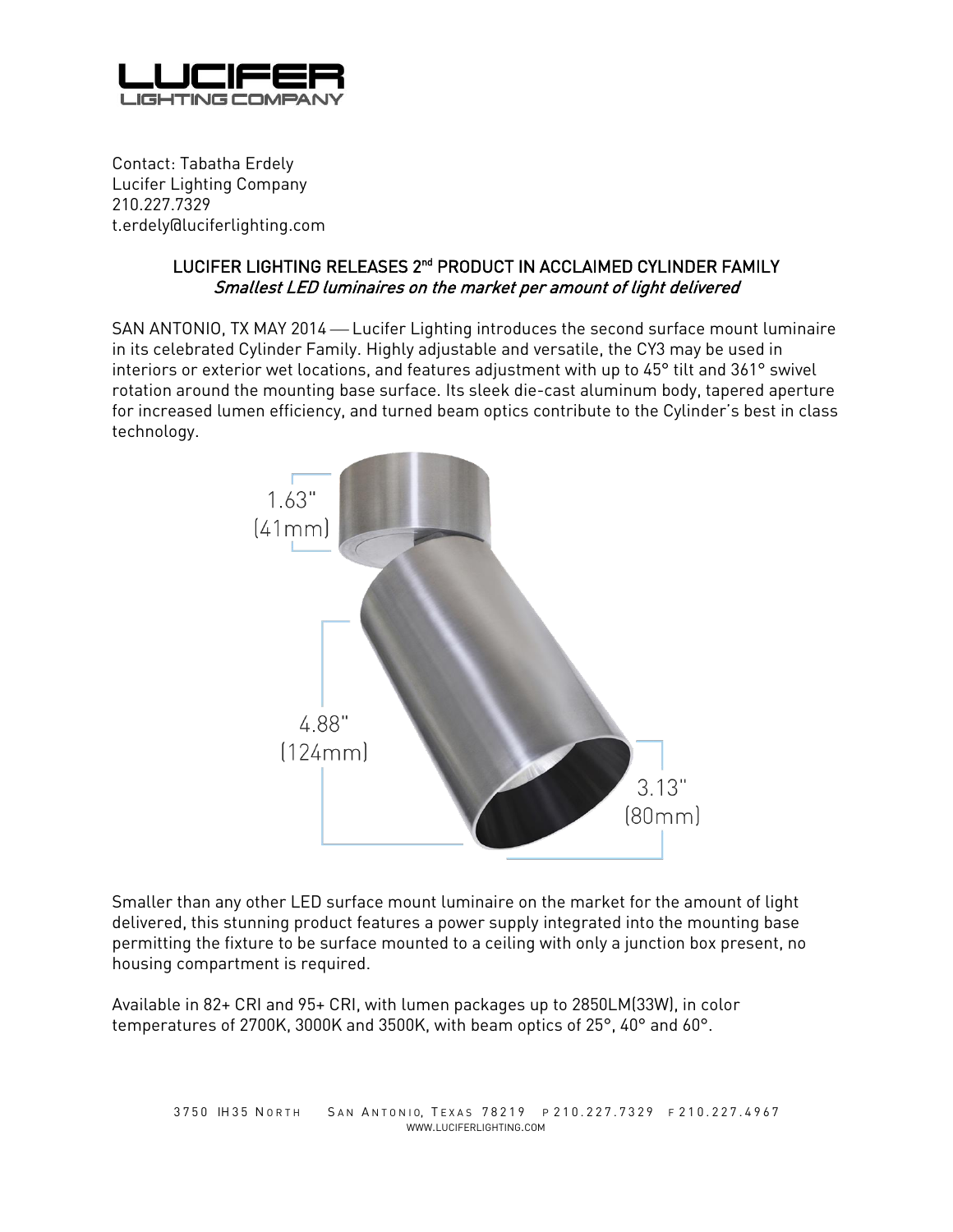Contact: Tabatha Erdely
Lucifer Lighting Company
210.227.7329
t.erdely@luciferlighting.com

## LUCIFER LIGHTING RELEASES 2nd PRODUCT IN ACCLAIMED CYLINDER FAMILY

*Smallest LED luminaires on the market per amount of light delivered*

SAN ANTONIO, TX MAY 2014 — Lucifer Lighting introduces the second surface mount luminaire in its celebrated Cylinder Family. Highly adjustable and versatile, the CY3 may be used in interiors or exterior wet locations, and features adjustment with up to 45° tilt and 361° swivel rotation around the mounting base surface. Its sleek die-cast aluminum body, tapered aperture for increased lumen efficiency, and turned beam optics contribute to the Cylinder's best in class technology.

1.63" (41mm)

4.88" (124mm)

3.13" (80mm)

Smaller than any other LED surface mount luminaire on the market for the amount of light delivered, this stunning product features a power supply integrated into the mounting base permitting the fixture to be surface mounted to a ceiling with only a junction box present, no housing compartment is required.

Available in 82+ CRI and 95+ CRI, with lumen packages up to 2850LM(33W), in color temperatures of 2700K, 3000K and 3500K, with beam optics of 25°, 40° and 60°.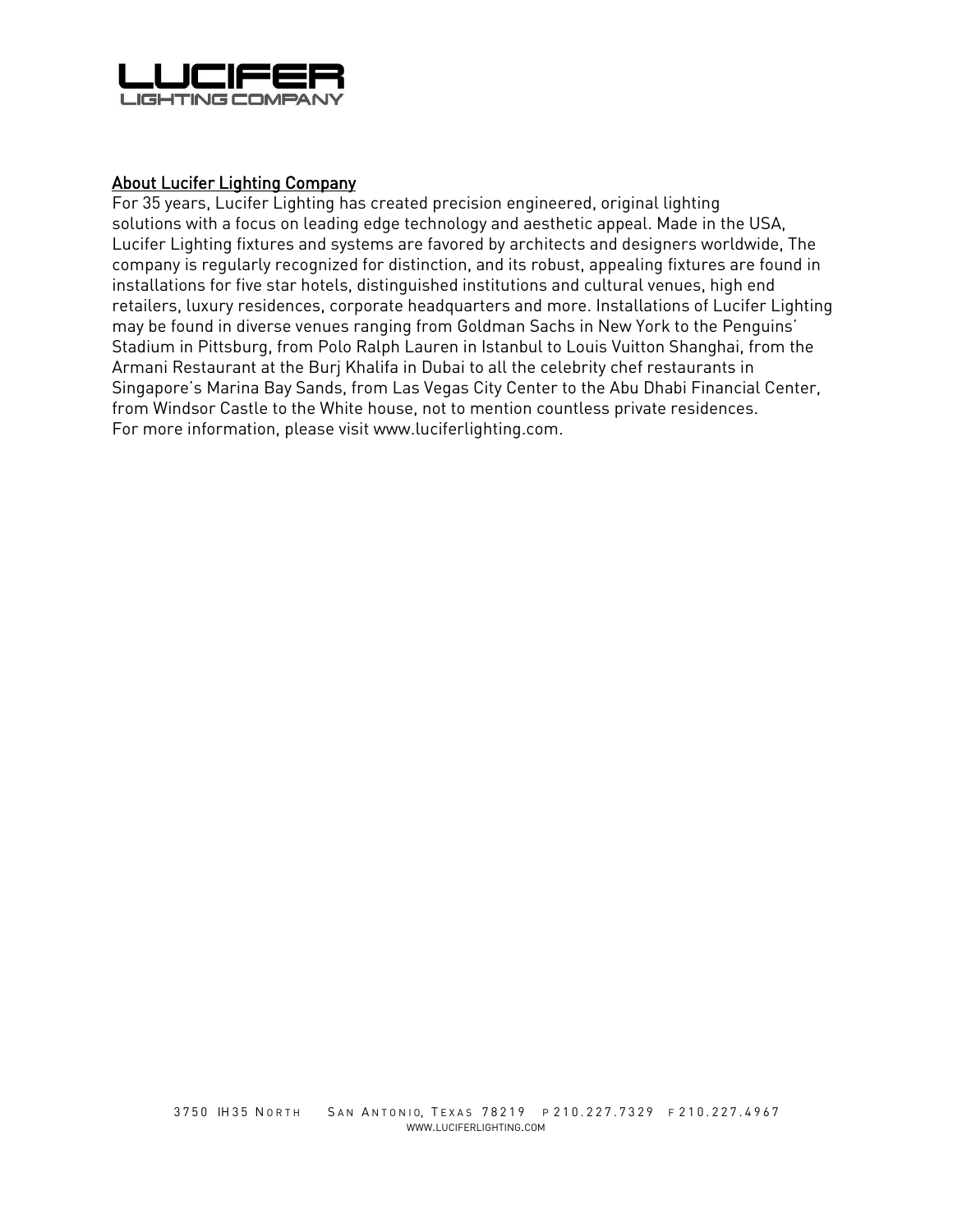LUCIFER
LIGHTING COMPANY

## About Lucifer Lighting Company

For 35 years, Lucifer Lighting has created precision engineered, original lighting solutions with a focus on leading edge technology and aesthetic appeal. Made in the USA, Lucifer Lighting fixtures and systems are favored by architects and designers worldwide, The company is regularly recognized for distinction, and its robust, appealing fixtures are found in installations for five star hotels, distinguished institutions and cultural venues, high end retailers, luxury residences, corporate headquarters and more. Installations of Lucifer Lighting may be found in diverse venues ranging from Goldman Sachs in New York to the Penguins' Stadium in Pittsburg, from Polo Ralph Lauren in Istanbul to Louis Vuitton Shanghai, from the Armani Restaurant at the Burj Khalifa in Dubai to all the celebrity chef restaurants in Singapore's Marina Bay Sands, from Las Vegas City Center to the Abu Dhabi Financial Center, from Windsor Castle to the White house, not to mention countless private residences. For more information, please visit www.luciferlighting.com.

3750 IH35 North San Antonio, Texas 78219 P 210.227.7329 F 210.227.4967
WWW.LUCIFERLIGHTING.COM